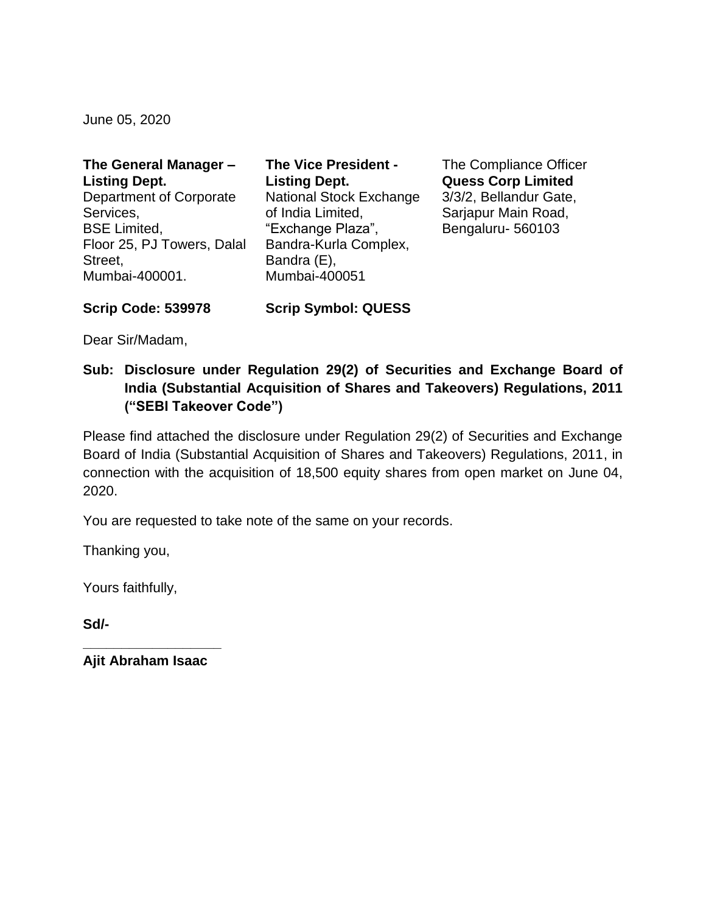June 05, 2020

**The General Manager – Listing Dept.**
Department of Corporate Services,
BSE Limited,
Floor 25, PJ Towers, Dalal Street,
Mumbai-400001.

**The Vice President - Listing Dept.**
National Stock Exchange of India Limited,
"Exchange Plaza",
Bandra-Kurla Complex,
Bandra (E),
Mumbai-400051

The Compliance Officer
**Quess Corp Limited**
3/3/2, Bellandur Gate,
Sarjapur Main Road,
Bengaluru- 560103

**Scrip Code: 539978**

**Scrip Symbol: QUESS**

Dear Sir/Madam,

**Sub: Disclosure under Regulation 29(2) of Securities and Exchange Board of India (Substantial Acquisition of Shares and Takeovers) Regulations, 2011 ("SEBI Takeover Code")**

Please find attached the disclosure under Regulation 29(2) of Securities and Exchange Board of India (Substantial Acquisition of Shares and Takeovers) Regulations, 2011, in connection with the acquisition of 18,500 equity shares from open market on June 04, 2020.

You are requested to take note of the same on your records.

Thanking you,

Yours faithfully,

**Sd/-**

**_________________**

**Ajit Abraham Isaac**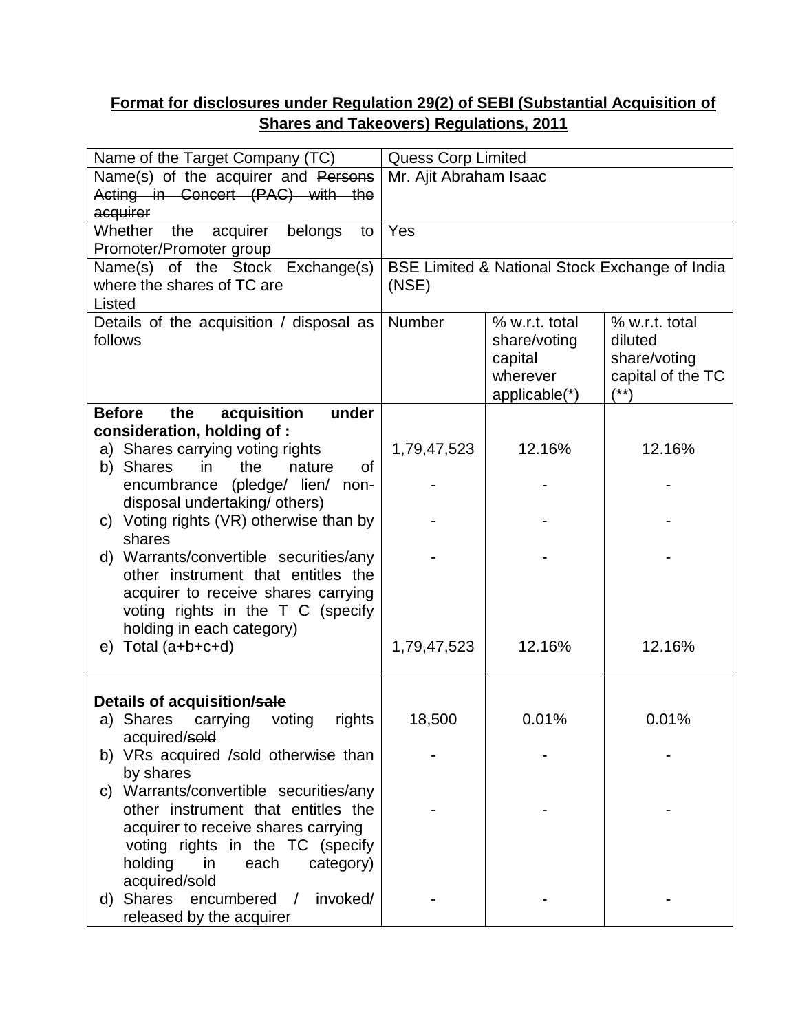**Format for disclosures under Regulation 29(2) of SEBI (Substantial Acquisition of Shares and Takeovers) Regulations, 2011**

| Name of the Target Company (TC) | Quess Corp Limited | | |
|---|---|---|---|
| Name(s) of the acquirer and ~~Persons Acting in Concert (PAC) with the acquirer~~ | Mr. Ajit Abraham Isaac | | |
| Whether the acquirer belongs to Promoter/Promoter group | Yes | | |
| Name(s) of the Stock Exchange(s) where the shares of TC are Listed | BSE Limited & National Stock Exchange of India (NSE) | | |
| Details of the acquisition / disposal as follows | Number | % w.r.t. total share/voting capital wherever applicable(*) | % w.r.t. total diluted share/voting capital of the TC (**) |
| **Before the acquisition under consideration, holding of :** | | | |
| a) Shares carrying voting rights | 1,79,47,523 | 12.16% | 12.16% |
| b) Shares in the nature of encumbrance (pledge/ lien/ non-disposal undertaking/ others) | - | - | - |
| c) Voting rights (VR) otherwise than by shares | - | - | - |
| d) Warrants/convertible securities/any other instrument that entitles the acquirer to receive shares carrying voting rights in the T C (specify holding in each category) | - | - | - |
| e) Total (a+b+c+d) | 1,79,47,523 | 12.16% | 12.16% |
| **Details of acquisition/~~sale~~** | | | |
| a) Shares carrying voting rights acquired/~~sold~~ | 18,500 | 0.01% | 0.01% |
| b) VRs acquired /sold otherwise than by shares | - | - | - |
| c) Warrants/convertible securities/any other instrument that entitles the acquirer to receive shares carrying voting rights in the TC (specify holding in each category) acquired/sold | - | - | - |
| d) Shares encumbered / invoked/ released by the acquirer | - | - | - |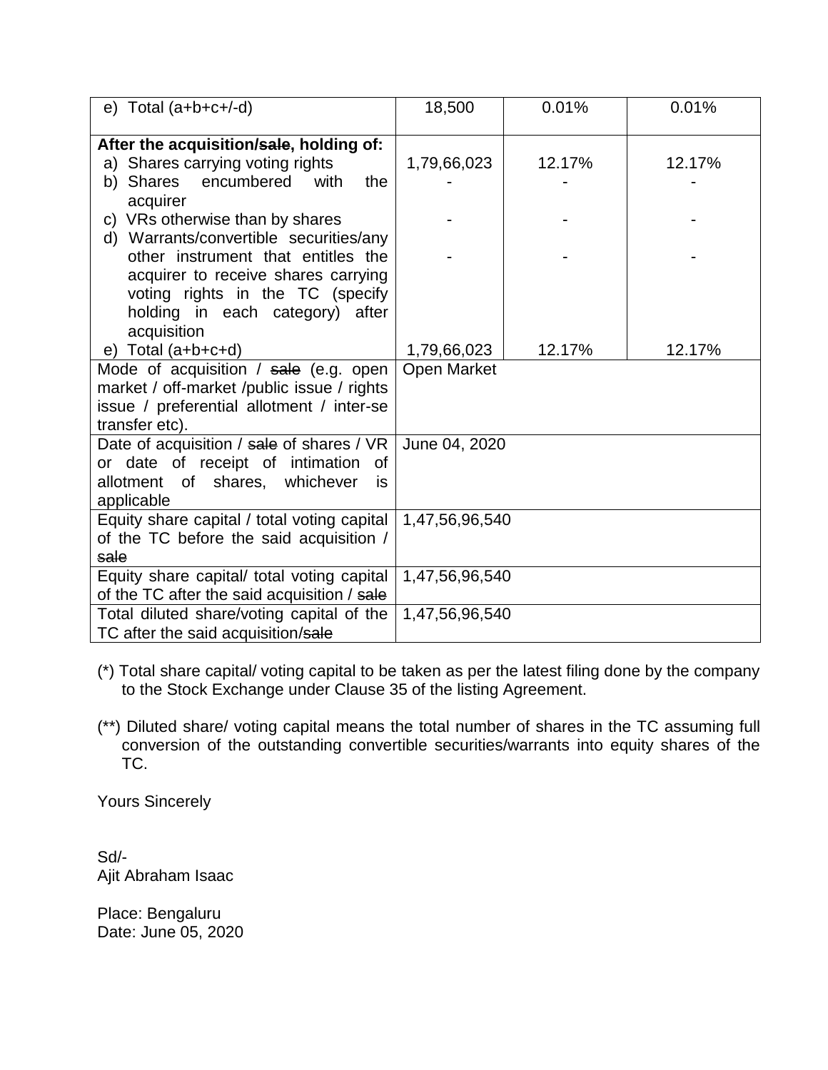| | | | |
|---|---|---|---|
| e) Total (a+b+c+/-d) | 18,500 | 0.01% | 0.01% |
| **After the acquisition/~~sale~~, holding of:**<br>a) Shares carrying voting rights<br>b) Shares encumbered with the acquirer<br>c) VRs otherwise than by shares<br>d) Warrants/convertible securities/any other instrument that entitles the acquirer to receive shares carrying voting rights in the TC (specify holding in each category) after acquisition<br>e) Total (a+b+c+d) | 1,79,66,023<br>-<br><br>-<br>-<br><br><br><br><br>1,79,66,023 | 12.17%<br>-<br><br>-<br>-<br><br><br><br><br>12.17% | 12.17%<br>-<br><br>-<br>-<br><br><br><br><br>12.17% |
| Mode of acquisition / ~~sale~~ (e.g. open market / off-market /public issue / rights issue / preferential allotment / inter-se transfer etc). | Open Market | | |
| Date of acquisition / ~~sale~~ of shares / VR or date of receipt of intimation of allotment of shares, whichever is applicable | June 04, 2020 | | |
| Equity share capital / total voting capital of the TC before the said acquisition / ~~sale~~ | 1,47,56,96,540 | | |
| Equity share capital/ total voting capital of the TC after the said acquisition / ~~sale~~ | 1,47,56,96,540 | | |
| Total diluted share/voting capital of the TC after the said acquisition/~~sale~~ | 1,47,56,96,540 | | |

(*) Total share capital/ voting capital to be taken as per the latest filing done by the company to the Stock Exchange under Clause 35 of the listing Agreement.

(**) Diluted share/ voting capital means the total number of shares in the TC assuming full conversion of the outstanding convertible securities/warrants into equity shares of the TC.

Yours Sincerely

Sd/-
Ajit Abraham Isaac

Place: Bengaluru
Date: June 05, 2020